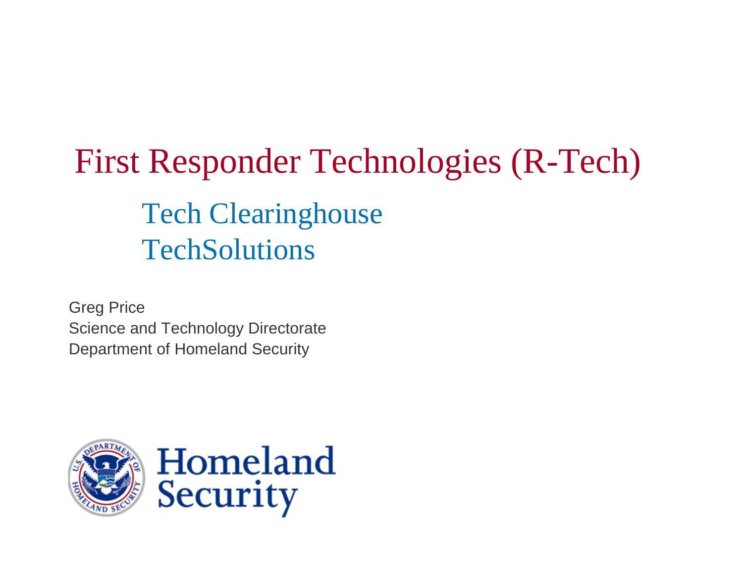# First Responder Technologies (R-Tech)

## Tech Clearinghouse
## TechSolutions

Greg Price
Science and Technology Directorate
Department of Homeland Security

Homeland Security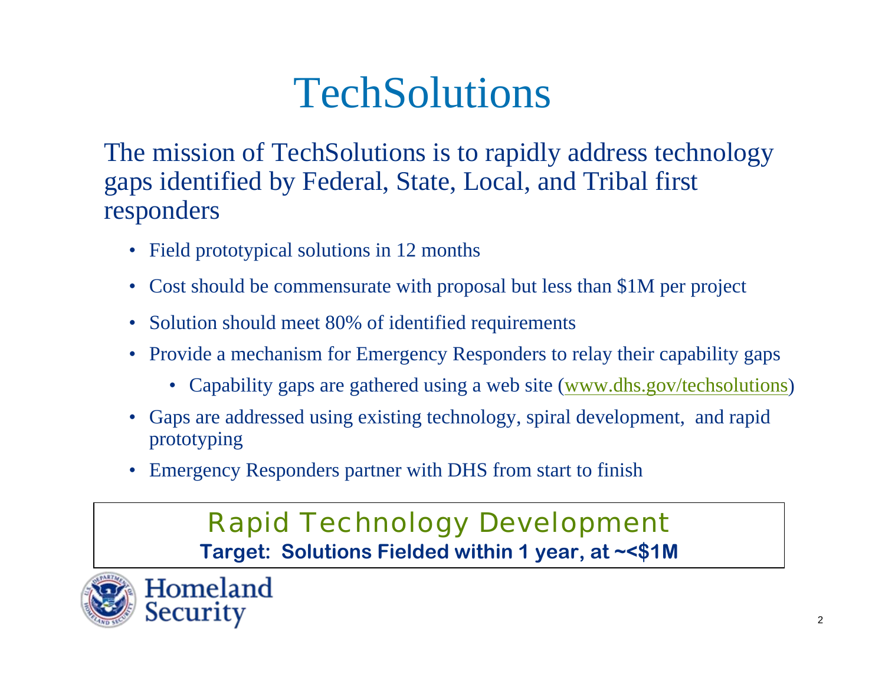# TechSolutions

The mission of TechSolutions is to rapidly address technology gaps identified by Federal, State, Local, and Tribal first responders

- Field prototypical solutions in 12 months
- Cost should be commensurate with proposal but less than $1M per project
- Solution should meet 80% of identified requirements
- Provide a mechanism for Emergency Responders to relay their capability gaps
  - Capability gaps are gathered using a web site (www.dhs.gov/techsolutions)
- Gaps are addressed using existing technology, spiral development, and rapid prototyping
- Emergency Responders partner with DHS from start to finish

## Rapid Technology Development

**Target: Solutions Fielded within 1 year, at ~<$1M**

Homeland Security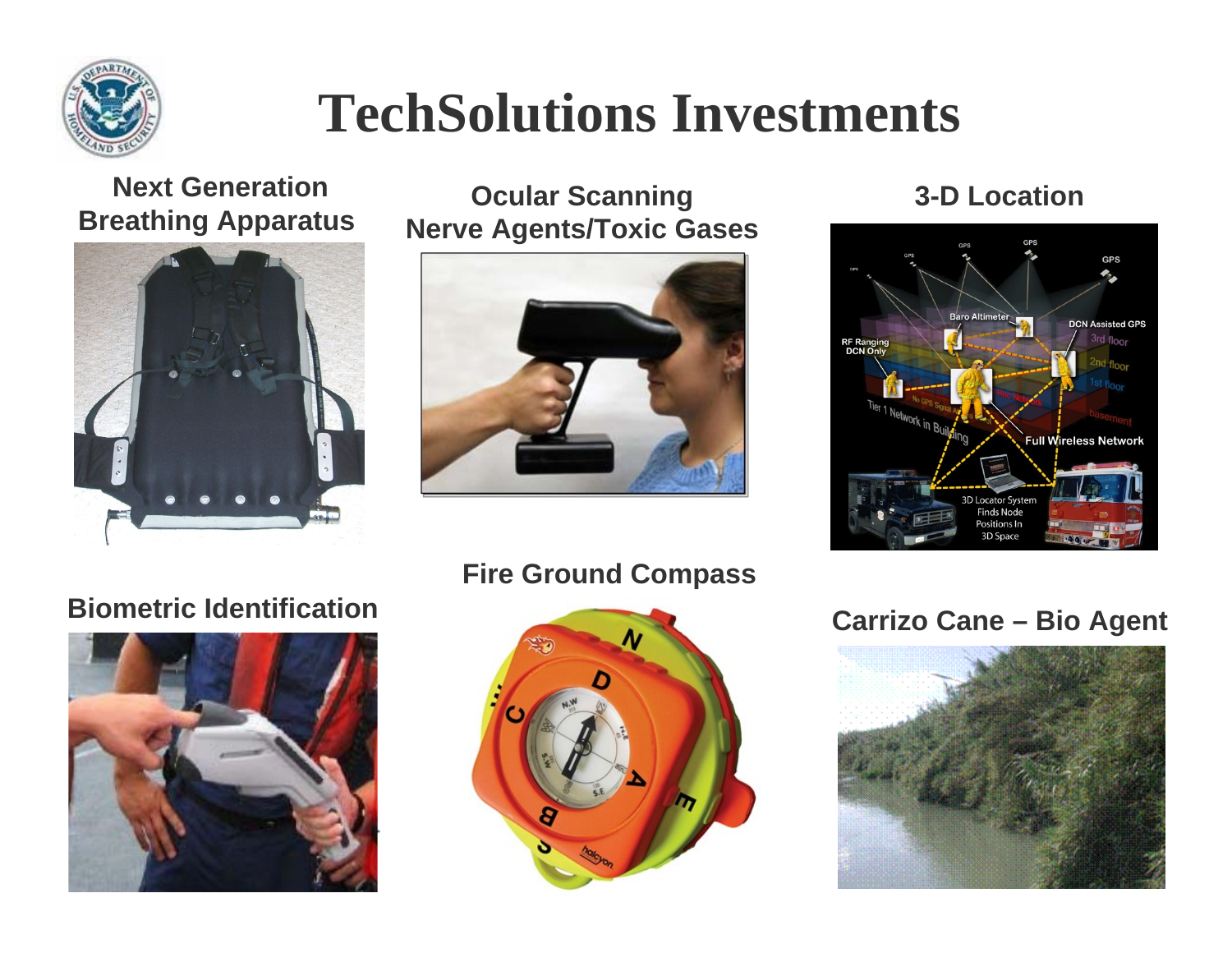# TechSolutions Investments

**Next Generation Breathing Apparatus**

**Ocular Scanning Nerve Agents/Toxic Gases**

**3-D Location**

**Biometric Identification**

**Fire Ground Compass**

**Carrizo Cane – Bio Agent**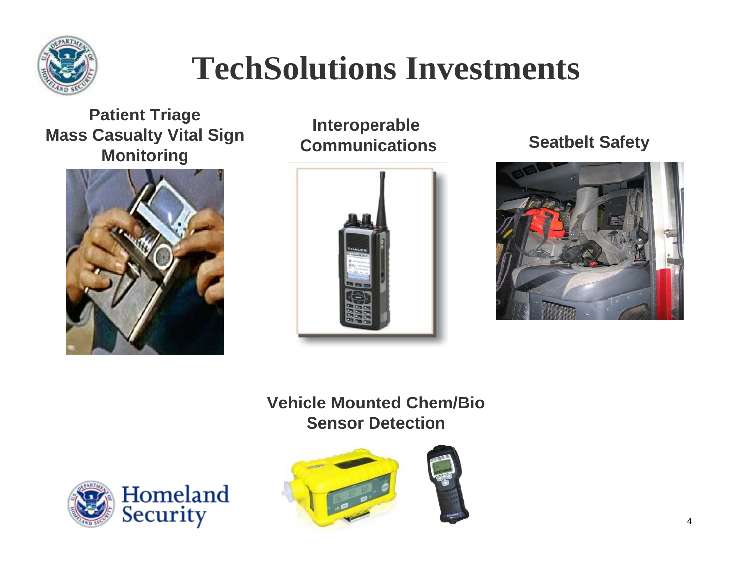# TechSolutions Investments

**Patient Triage**
**Mass Casualty Vital Sign Monitoring**

**Interoperable Communications**

**Seatbelt Safety**

**Vehicle Mounted Chem/Bio Sensor Detection**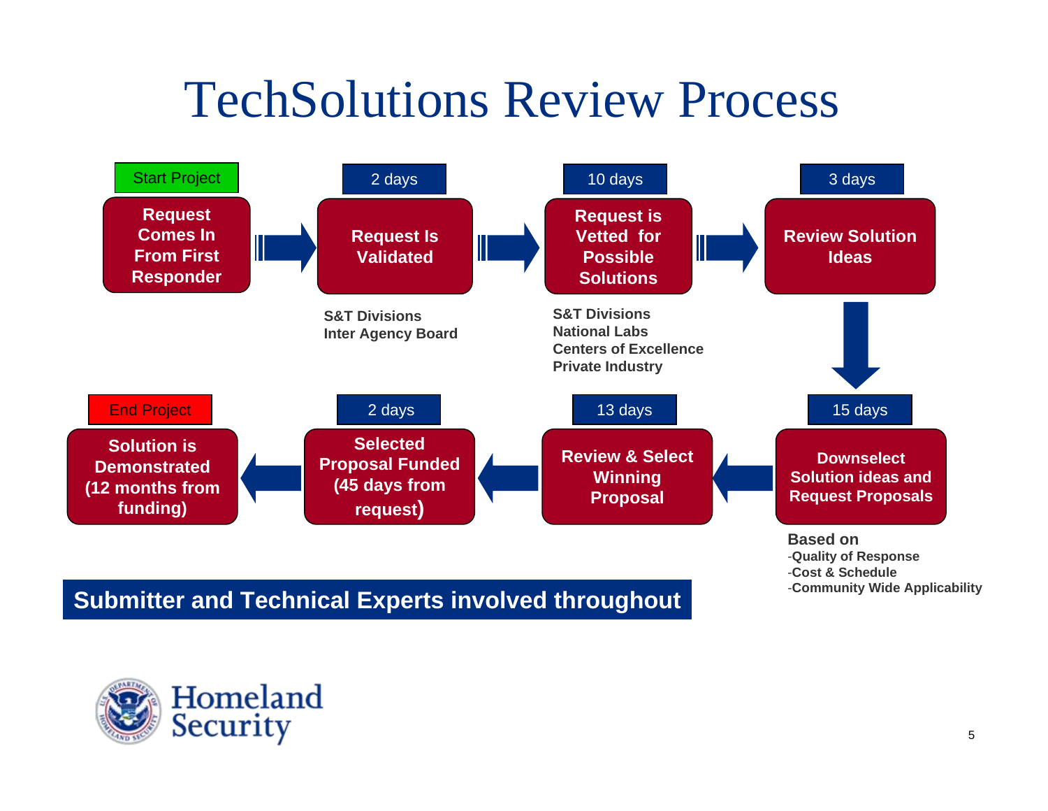# TechSolutions Review Process

**Start Project**

1. **Request Comes In From First Responder**
2. *2 days* — **Request Is Validated**
   - S&T Divisions
   - Inter Agency Board
3. *10 days* — **Request is Vetted for Possible Solutions**
   - S&T Divisions
   - National Labs
   - Centers of Excellence
   - Private Industry
4. *3 days* — **Review Solution Ideas**
5. *15 days* — **Downselect Solution ideas and Request Proposals**

   **Based on**
   - Quality of Response
   - Cost & Schedule
   - Community Wide Applicability
6. *13 days* — **Review & Select Winning Proposal**
7. *2 days* — **Selected Proposal Funded (45 days from request)**
8. **Solution is Demonstrated (12 months from funding)**

**End Project**

**Submitter and Technical Experts involved throughout**

Homeland Security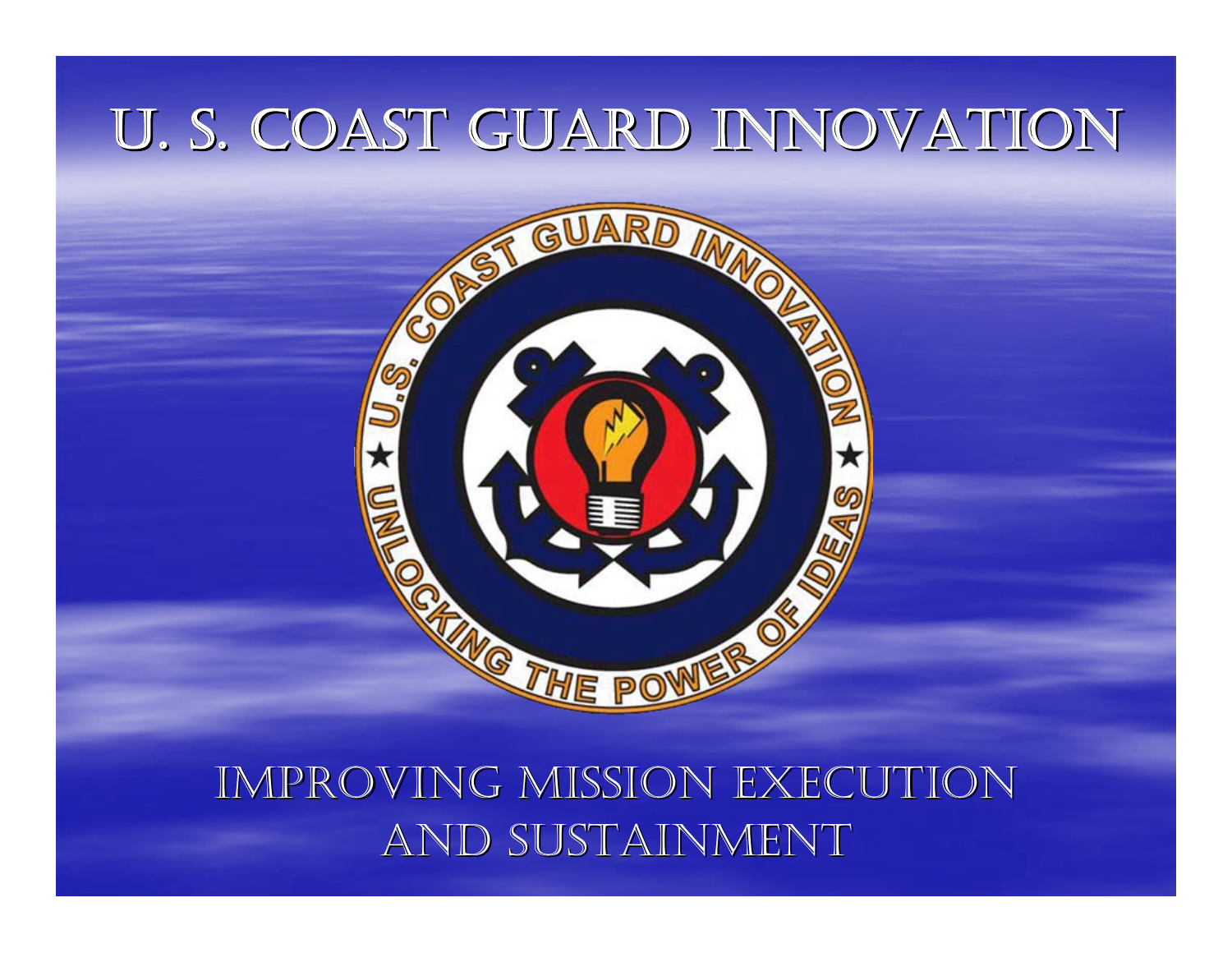# U. S. Coast Guard Innovation

U.S. COAST GUARD INNOVATION

UNLOCKING THE POWER OF IDEAS

Improving Mission Execution and Sustainment